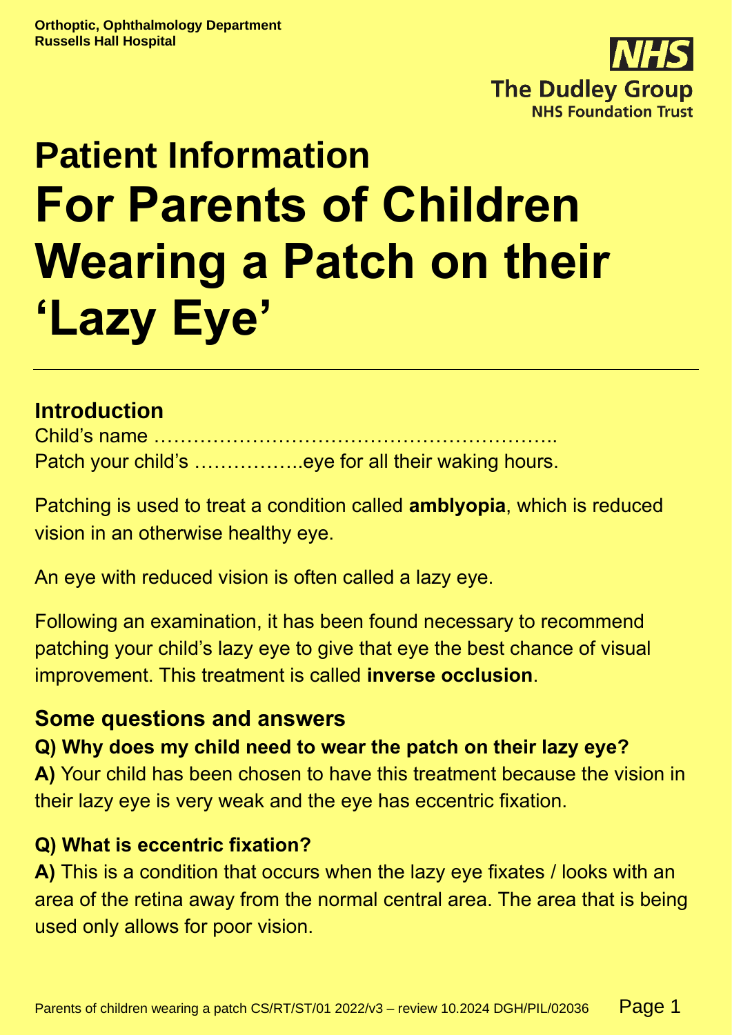Orthoptic, Ophthalmology Department
Russells Hall Hospital

The Dudley Group
NHS Foundation Trust

# Patient Information
# For Parents of Children Wearing a Patch on their 'Lazy Eye'

---

## Introduction

Child's name …………………………………………………..
Patch your child's …………….eye for all their waking hours.

Patching is used to treat a condition called **amblyopia**, which is reduced vision in an otherwise healthy eye.

An eye with reduced vision is often called a lazy eye.

Following an examination, it has been found necessary to recommend patching your child's lazy eye to give that eye the best chance of visual improvement. This treatment is called **inverse occlusion**.

## Some questions and answers

**Q) Why does my child need to wear the patch on their lazy eye?**
**A)** Your child has been chosen to have this treatment because the vision in their lazy eye is very weak and the eye has eccentric fixation.

**Q) What is eccentric fixation?**
**A)** This is a condition that occurs when the lazy eye fixates / looks with an area of the retina away from the normal central area. The area that is being used only allows for poor vision.

Parents of children wearing a patch CS/RT/ST/01 2022/v3 – review 10.2024 DGH/PIL/02036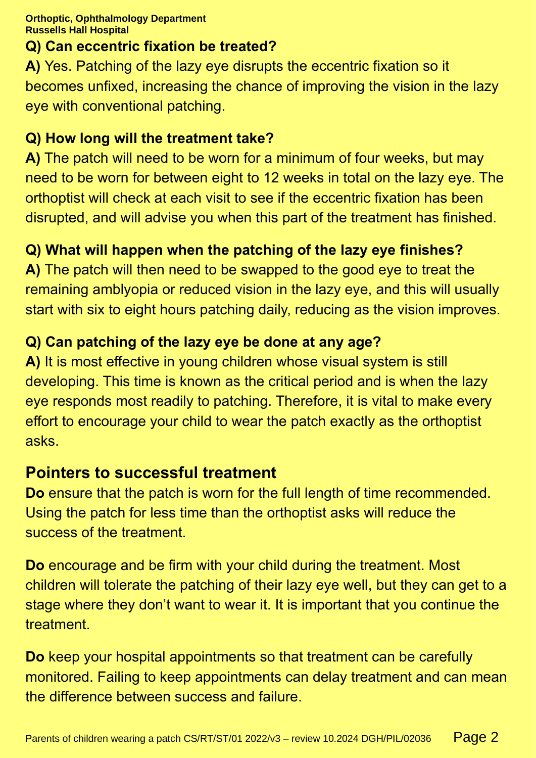**Q) Can eccentric fixation be treated?**

**A)** Yes. Patching of the lazy eye disrupts the eccentric fixation so it becomes unfixed, increasing the chance of improving the vision in the lazy eye with conventional patching.

**Q) How long will the treatment take?**

**A)** The patch will need to be worn for a minimum of four weeks, but may need to be worn for between eight to 12 weeks in total on the lazy eye. The orthoptist will check at each visit to see if the eccentric fixation has been disrupted, and will advise you when this part of the treatment has finished.

**Q) What will happen when the patching of the lazy eye finishes?**

**A)** The patch will then need to be swapped to the good eye to treat the remaining amblyopia or reduced vision in the lazy eye, and this will usually start with six to eight hours patching daily, reducing as the vision improves.

**Q) Can patching of the lazy eye be done at any age?**

**A)** It is most effective in young children whose visual system is still developing. This time is known as the critical period and is when the lazy eye responds most readily to patching. Therefore, it is vital to make every effort to encourage your child to wear the patch exactly as the orthoptist asks.

## Pointers to successful treatment

**Do** ensure that the patch is worn for the full length of time recommended. Using the patch for less time than the orthoptist asks will reduce the success of the treatment.

**Do** encourage and be firm with your child during the treatment. Most children will tolerate the patching of their lazy eye well, but they can get to a stage where they don't want to wear it. It is important that you continue the treatment.

**Do** keep your hospital appointments so that treatment can be carefully monitored. Failing to keep appointments can delay treatment and can mean the difference between success and failure.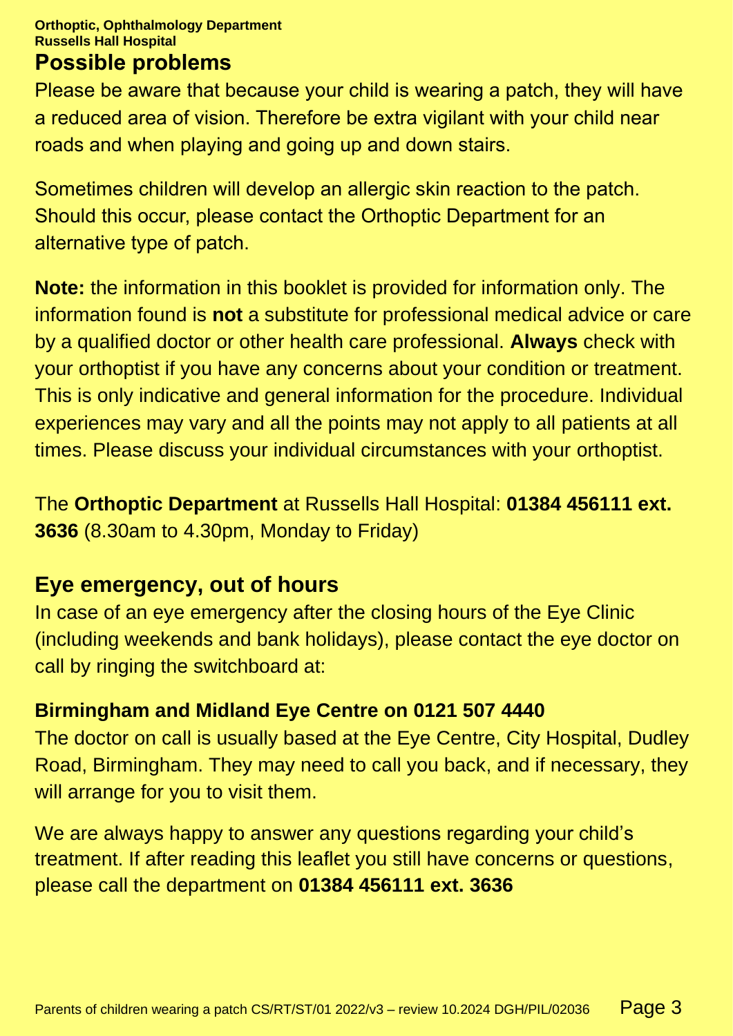## Possible problems

Please be aware that because your child is wearing a patch, they will have a reduced area of vision. Therefore be extra vigilant with your child near roads and when playing and going up and down stairs.

Sometimes children will develop an allergic skin reaction to the patch. Should this occur, please contact the Orthoptic Department for an alternative type of patch.

**Note:** the information in this booklet is provided for information only. The information found is **not** a substitute for professional medical advice or care by a qualified doctor or other health care professional. **Always** check with your orthoptist if you have any concerns about your condition or treatment. This is only indicative and general information for the procedure. Individual experiences may vary and all the points may not apply to all patients at all times. Please discuss your individual circumstances with your orthoptist.

The **Orthoptic Department** at Russells Hall Hospital: **01384 456111 ext. 3636** (8.30am to 4.30pm, Monday to Friday)

## Eye emergency, out of hours

In case of an eye emergency after the closing hours of the Eye Clinic (including weekends and bank holidays), please contact the eye doctor on call by ringing the switchboard at:

**Birmingham and Midland Eye Centre on 0121 507 4440**

The doctor on call is usually based at the Eye Centre, City Hospital, Dudley Road, Birmingham. They may need to call you back, and if necessary, they will arrange for you to visit them.

We are always happy to answer any questions regarding your child's treatment. If after reading this leaflet you still have concerns or questions, please call the department on **01384 456111 ext. 3636**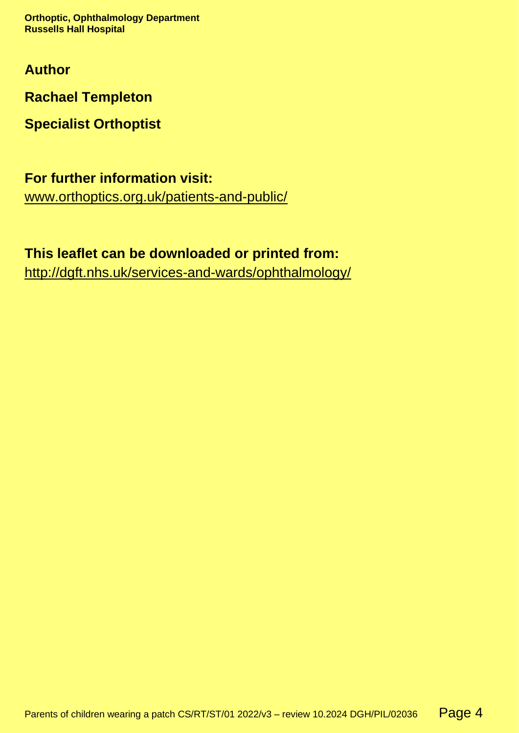**Author**

**Rachael Templeton**

**Specialist Orthoptist**

**For further information visit:**
www.orthoptics.org.uk/patients-and-public/

**This leaflet can be downloaded or printed from:**
http://dgft.nhs.uk/services-and-wards/ophthalmology/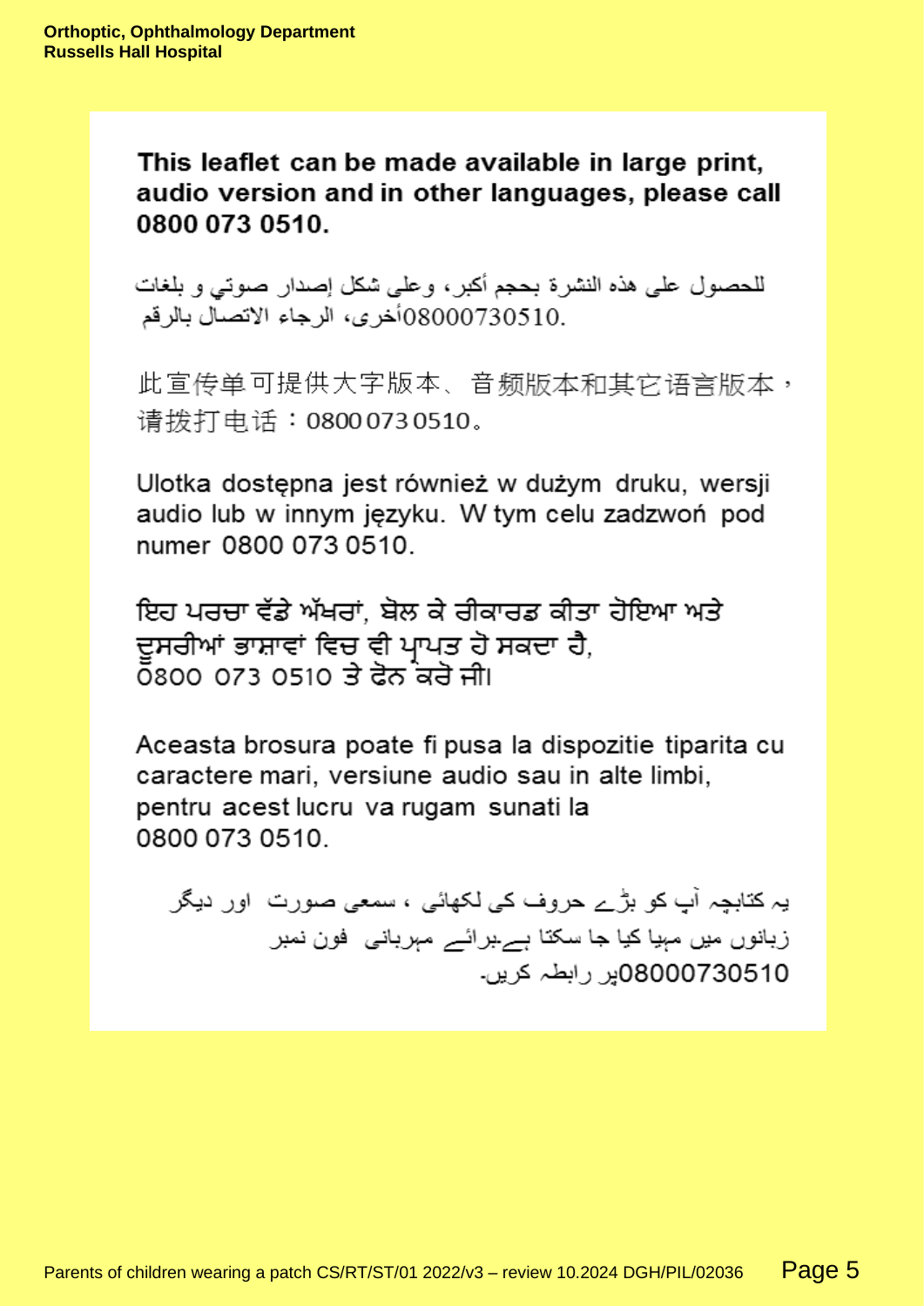**This leaflet can be made available in large print, audio version and in other languages, please call 0800 073 0510.**

للحصول على هذه النشرة بحجم أكبر، وعلى شكل إصدار صوتي و بلغات أخرى، الرجاء الاتصال بالرقم 08000730510.

此宣传单可提供大字版本、音频版本和其它语言版本，请拨打电话：0800 073 0510。

Ulotka dostępna jest również w dużym druku, wersji audio lub w innym języku. W tym celu zadzwoń pod numer 0800 073 0510.

ਇਹ ਪਰਚਾ ਵੱਡੇ ਅੱਖਰਾਂ, ਬੋਲ ਕੇ ਰੀਕਾਰਡ ਕੀਤਾ ਹੋਇਆ ਅਤੇ ਦੂਸਰੀਆਂ ਭਾਸ਼ਾਵਾਂ ਵਿਚ ਵੀ ਪ੍ਰਾਪਤ ਹੋ ਸਕਦਾ ਹੈ, 0800 073 0510 ਤੇ ਫੋਨ ਕਰੋ ਜੀ।

Aceasta brosura poate fi pusa la dispozitie tiparita cu caractere mari, versiune audio sau in alte limbi, pentru acest lucru va rugam sunati la 0800 073 0510.

یہ کتابچہ آپ کو بڑے حروف کی لکھائی ، سمعی صورت اور دیگر زبانوں میں مہیا کیا جا سکتا ہے۔برائے مہربانی فون نمبر 08000730510پر رابطہ کریں۔